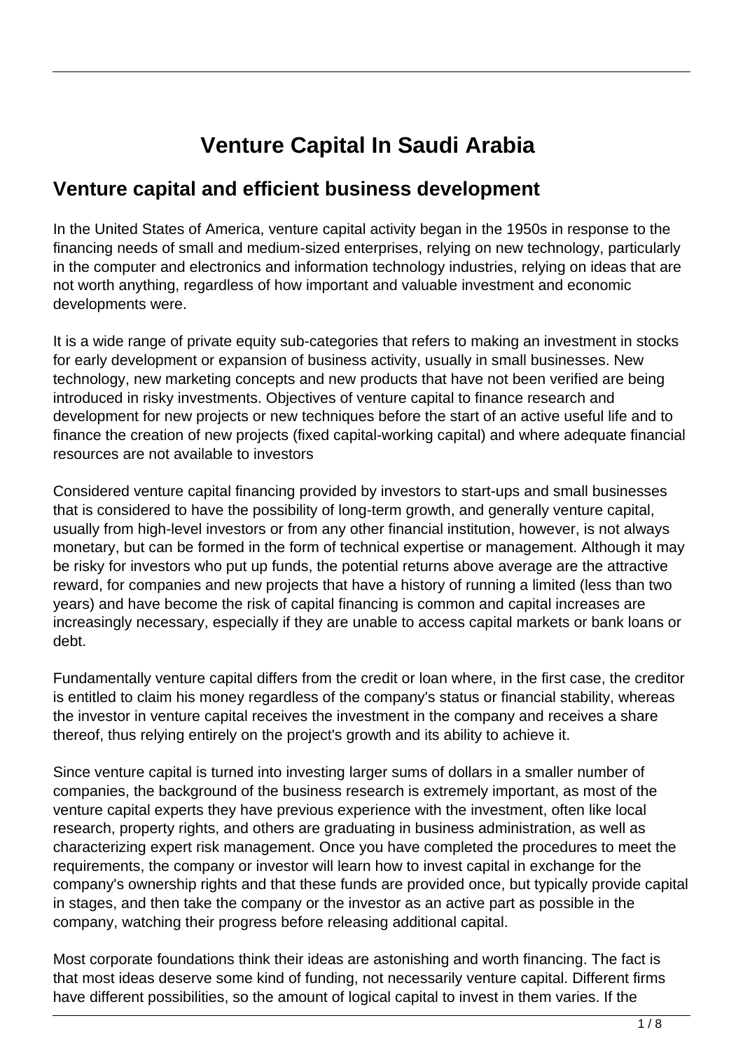# Venture Capital In Saudi Arabia

## Venture capital and efficient business development

In the United States of America, venture capital activity began in the 1950s in response to the financing needs of small and medium-sized enterprises, relying on new technology, particularly in the computer and electronics and information technology industries, relying on ideas that are not worth anything, regardless of how important and valuable investment and economic developments were.

It is a wide range of private equity sub-categories that refers to making an investment in stocks for early development or expansion of business activity, usually in small businesses. New technology, new marketing concepts and new products that have not been verified are being introduced in risky investments. Objectives of venture capital to finance research and development for new projects or new techniques before the start of an active useful life and to finance the creation of new projects (fixed capital-working capital) and where adequate financial resources are not available to investors

Considered venture capital financing provided by investors to start-ups and small businesses that is considered to have the possibility of long-term growth, and generally venture capital, usually from high-level investors or from any other financial institution, however, is not always monetary, but can be formed in the form of technical expertise or management. Although it may be risky for investors who put up funds, the potential returns above average are the attractive reward, for companies and new projects that have a history of running a limited (less than two years) and have become the risk of capital financing is common and capital increases are increasingly necessary, especially if they are unable to access capital markets or bank loans or debt.

Fundamentally venture capital differs from the credit or loan where, in the first case, the creditor is entitled to claim his money regardless of the company's status or financial stability, whereas the investor in venture capital receives the investment in the company and receives a share thereof, thus relying entirely on the project's growth and its ability to achieve it.

Since venture capital is turned into investing larger sums of dollars in a smaller number of companies, the background of the business research is extremely important, as most of the venture capital experts they have previous experience with the investment, often like local research, property rights, and others are graduating in business administration, as well as characterizing expert risk management. Once you have completed the procedures to meet the requirements, the company or investor will learn how to invest capital in exchange for the company's ownership rights and that these funds are provided once, but typically provide capital in stages, and then take the company or the investor as an active part as possible in the company, watching their progress before releasing additional capital.

Most corporate foundations think their ideas are astonishing and worth financing. The fact is that most ideas deserve some kind of funding, not necessarily venture capital. Different firms have different possibilities, so the amount of logical capital to invest in them varies. If the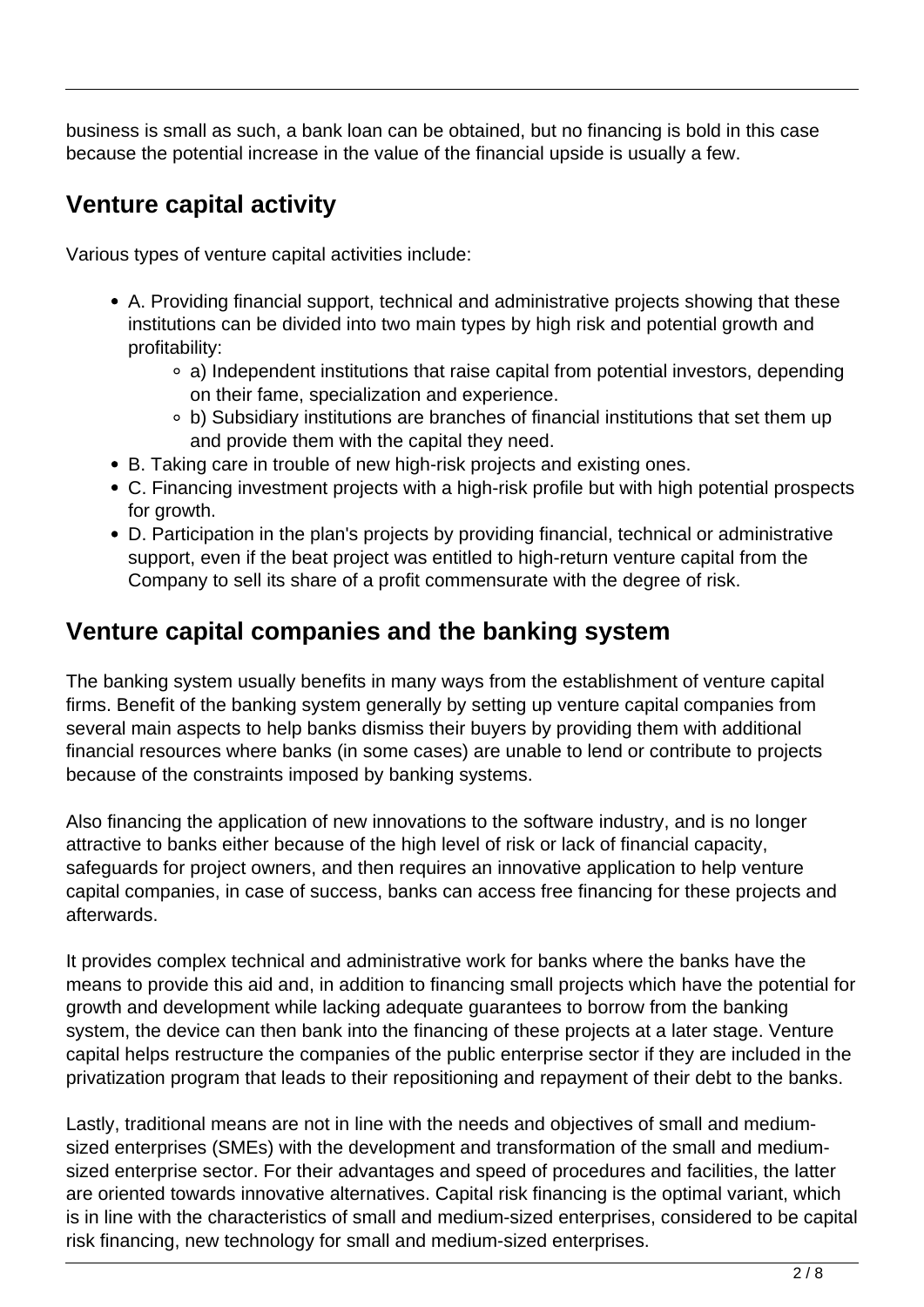business is small as such, a bank loan can be obtained, but no financing is bold in this case because the potential increase in the value of the financial upside is usually a few.

## Venture capital activity

Various types of venture capital activities include:

- A. Providing financial support, technical and administrative projects showing that these institutions can be divided into two main types by high risk and potential growth and profitability:
  - a) Independent institutions that raise capital from potential investors, depending on their fame, specialization and experience.
  - b) Subsidiary institutions are branches of financial institutions that set them up and provide them with the capital they need.
- B. Taking care in trouble of new high-risk projects and existing ones.
- C. Financing investment projects with a high-risk profile but with high potential prospects for growth.
- D. Participation in the plan's projects by providing financial, technical or administrative support, even if the beat project was entitled to high-return venture capital from the Company to sell its share of a profit commensurate with the degree of risk.

## Venture capital companies and the banking system

The banking system usually benefits in many ways from the establishment of venture capital firms. Benefit of the banking system generally by setting up venture capital companies from several main aspects to help banks dismiss their buyers by providing them with additional financial resources where banks (in some cases) are unable to lend or contribute to projects because of the constraints imposed by banking systems.

Also financing the application of new innovations to the software industry, and is no longer attractive to banks either because of the high level of risk or lack of financial capacity, safeguards for project owners, and then requires an innovative application to help venture capital companies, in case of success, banks can access free financing for these projects and afterwards.

It provides complex technical and administrative work for banks where the banks have the means to provide this aid and, in addition to financing small projects which have the potential for growth and development while lacking adequate guarantees to borrow from the banking system, the device can then bank into the financing of these projects at a later stage. Venture capital helps restructure the companies of the public enterprise sector if they are included in the privatization program that leads to their repositioning and repayment of their debt to the banks.

Lastly, traditional means are not in line with the needs and objectives of small and medium-sized enterprises (SMEs) with the development and transformation of the small and medium-sized enterprise sector. For their advantages and speed of procedures and facilities, the latter are oriented towards innovative alternatives. Capital risk financing is the optimal variant, which is in line with the characteristics of small and medium-sized enterprises, considered to be capital risk financing, new technology for small and medium-sized enterprises.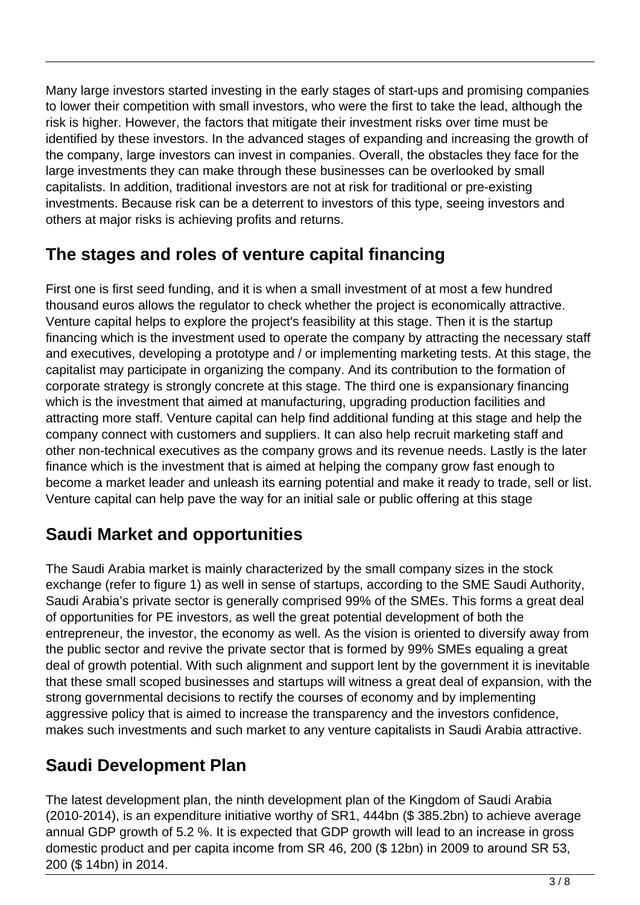Many large investors started investing in the early stages of start-ups and promising companies to lower their competition with small investors, who were the first to take the lead, although the risk is higher. However, the factors that mitigate their investment risks over time must be identified by these investors. In the advanced stages of expanding and increasing the growth of the company, large investors can invest in companies. Overall, the obstacles they face for the large investments they can make through these businesses can be overlooked by small capitalists. In addition, traditional investors are not at risk for traditional or pre-existing investments. Because risk can be a deterrent to investors of this type, seeing investors and others at major risks is achieving profits and returns.

## The stages and roles of venture capital financing

First one is first seed funding, and it is when a small investment of at most a few hundred thousand euros allows the regulator to check whether the project is economically attractive. Venture capital helps to explore the project's feasibility at this stage. Then it is the startup financing which is the investment used to operate the company by attracting the necessary staff and executives, developing a prototype and / or implementing marketing tests. At this stage, the capitalist may participate in organizing the company. And its contribution to the formation of corporate strategy is strongly concrete at this stage. The third one is expansionary financing which is the investment that aimed at manufacturing, upgrading production facilities and attracting more staff. Venture capital can help find additional funding at this stage and help the company connect with customers and suppliers. It can also help recruit marketing staff and other non-technical executives as the company grows and its revenue needs. Lastly is the later finance which is the investment that is aimed at helping the company grow fast enough to become a market leader and unleash its earning potential and make it ready to trade, sell or list. Venture capital can help pave the way for an initial sale or public offering at this stage

## Saudi Market and opportunities

The Saudi Arabia market is mainly characterized by the small company sizes in the stock exchange (refer to figure 1) as well in sense of startups, according to the SME Saudi Authority, Saudi Arabia's private sector is generally comprised 99% of the SMEs. This forms a great deal of opportunities for PE investors, as well the great potential development of both the entrepreneur, the investor, the economy as well. As the vision is oriented to diversify away from the public sector and revive the private sector that is formed by 99% SMEs equaling a great deal of growth potential. With such alignment and support lent by the government it is inevitable that these small scoped businesses and startups will witness a great deal of expansion, with the strong governmental decisions to rectify the courses of economy and by implementing aggressive policy that is aimed to increase the transparency and the investors confidence, makes such investments and such market to any venture capitalists in Saudi Arabia attractive.

## Saudi Development Plan

The latest development plan, the ninth development plan of the Kingdom of Saudi Arabia (2010-2014), is an expenditure initiative worthy of SR1, 444bn ($ 385.2bn) to achieve average annual GDP growth of 5.2 %. It is expected that GDP growth will lead to an increase in gross domestic product and per capita income from SR 46, 200 ($ 12bn) in 2009 to around SR 53, 200 ($ 14bn) in 2014.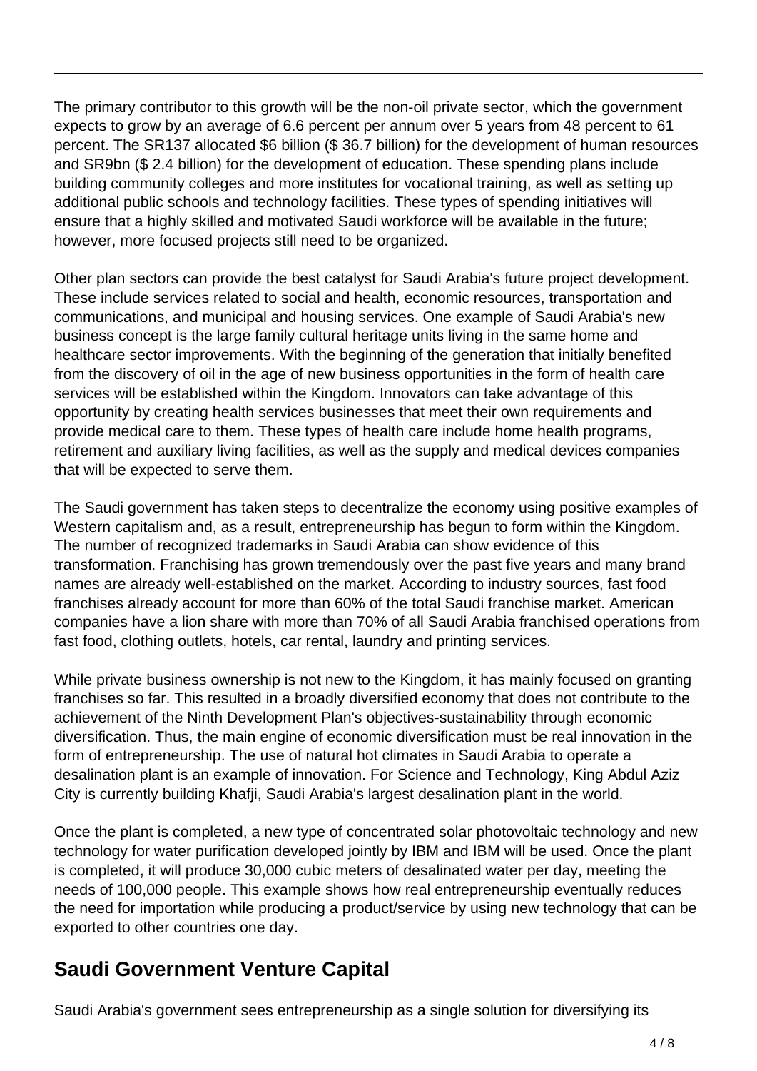The primary contributor to this growth will be the non-oil private sector, which the government expects to grow by an average of 6.6 percent per annum over 5 years from 48 percent to 61 percent. The SR137 allocated $6 billion ($ 36.7 billion) for the development of human resources and SR9bn ($ 2.4 billion) for the development of education. These spending plans include building community colleges and more institutes for vocational training, as well as setting up additional public schools and technology facilities. These types of spending initiatives will ensure that a highly skilled and motivated Saudi workforce will be available in the future; however, more focused projects still need to be organized.

Other plan sectors can provide the best catalyst for Saudi Arabia's future project development. These include services related to social and health, economic resources, transportation and communications, and municipal and housing services. One example of Saudi Arabia's new business concept is the large family cultural heritage units living in the same home and healthcare sector improvements. With the beginning of the generation that initially benefited from the discovery of oil in the age of new business opportunities in the form of health care services will be established within the Kingdom. Innovators can take advantage of this opportunity by creating health services businesses that meet their own requirements and provide medical care to them. These types of health care include home health programs, retirement and auxiliary living facilities, as well as the supply and medical devices companies that will be expected to serve them.

The Saudi government has taken steps to decentralize the economy using positive examples of Western capitalism and, as a result, entrepreneurship has begun to form within the Kingdom. The number of recognized trademarks in Saudi Arabia can show evidence of this transformation. Franchising has grown tremendously over the past five years and many brand names are already well-established on the market. According to industry sources, fast food franchises already account for more than 60% of the total Saudi franchise market. American companies have a lion share with more than 70% of all Saudi Arabia franchised operations from fast food, clothing outlets, hotels, car rental, laundry and printing services.

While private business ownership is not new to the Kingdom, it has mainly focused on granting franchises so far. This resulted in a broadly diversified economy that does not contribute to the achievement of the Ninth Development Plan's objectives-sustainability through economic diversification. Thus, the main engine of economic diversification must be real innovation in the form of entrepreneurship. The use of natural hot climates in Saudi Arabia to operate a desalination plant is an example of innovation. For Science and Technology, King Abdul Aziz City is currently building Khafji, Saudi Arabia's largest desalination plant in the world.

Once the plant is completed, a new type of concentrated solar photovoltaic technology and new technology for water purification developed jointly by IBM and IBM will be used. Once the plant is completed, it will produce 30,000 cubic meters of desalinated water per day, meeting the needs of 100,000 people. This example shows how real entrepreneurship eventually reduces the need for importation while producing a product/service by using new technology that can be exported to other countries one day.

## Saudi Government Venture Capital

Saudi Arabia's government sees entrepreneurship as a single solution for diversifying its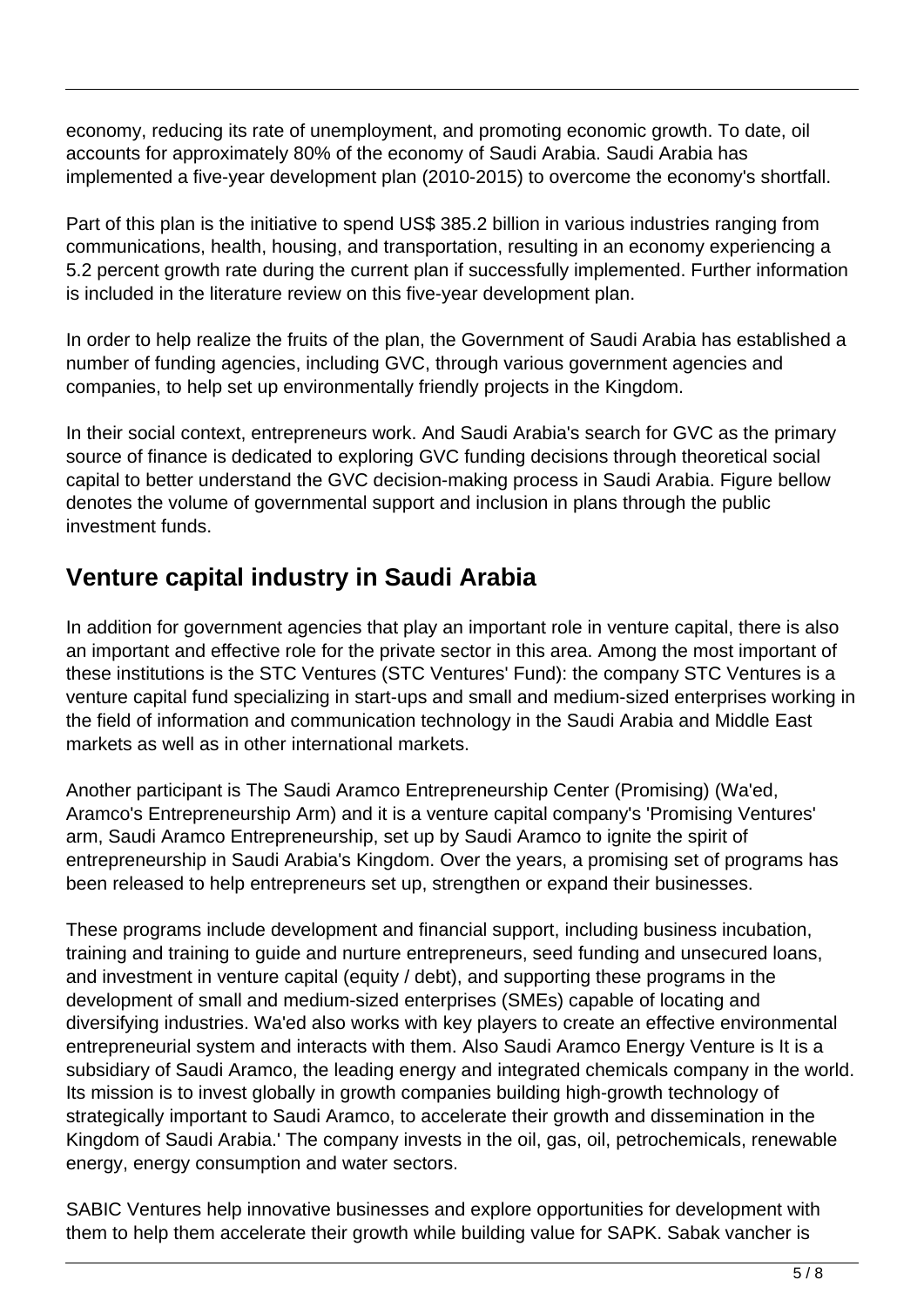economy, reducing its rate of unemployment, and promoting economic growth. To date, oil accounts for approximately 80% of the economy of Saudi Arabia. Saudi Arabia has implemented a five-year development plan (2010-2015) to overcome the economy's shortfall.

Part of this plan is the initiative to spend US$ 385.2 billion in various industries ranging from communications, health, housing, and transportation, resulting in an economy experiencing a 5.2 percent growth rate during the current plan if successfully implemented. Further information is included in the literature review on this five-year development plan.

In order to help realize the fruits of the plan, the Government of Saudi Arabia has established a number of funding agencies, including GVC, through various government agencies and companies, to help set up environmentally friendly projects in the Kingdom.

In their social context, entrepreneurs work. And Saudi Arabia's search for GVC as the primary source of finance is dedicated to exploring GVC funding decisions through theoretical social capital to better understand the GVC decision-making process in Saudi Arabia. Figure bellow denotes the volume of governmental support and inclusion in plans through the public investment funds.

## Venture capital industry in Saudi Arabia

In addition for government agencies that play an important role in venture capital, there is also an important and effective role for the private sector in this area. Among the most important of these institutions is the STC Ventures (STC Ventures' Fund): the company STC Ventures is a venture capital fund specializing in start-ups and small and medium-sized enterprises working in the field of information and communication technology in the Saudi Arabia and Middle East markets as well as in other international markets.

Another participant is The Saudi Aramco Entrepreneurship Center (Promising) (Wa'ed, Aramco's Entrepreneurship Arm) and it is a venture capital company's 'Promising Ventures' arm, Saudi Aramco Entrepreneurship, set up by Saudi Aramco to ignite the spirit of entrepreneurship in Saudi Arabia's Kingdom. Over the years, a promising set of programs has been released to help entrepreneurs set up, strengthen or expand their businesses.

These programs include development and financial support, including business incubation, training and training to guide and nurture entrepreneurs, seed funding and unsecured loans, and investment in venture capital (equity / debt), and supporting these programs in the development of small and medium-sized enterprises (SMEs) capable of locating and diversifying industries. Wa'ed also works with key players to create an effective environmental entrepreneurial system and interacts with them. Also Saudi Aramco Energy Venture is It is a subsidiary of Saudi Aramco, the leading energy and integrated chemicals company in the world. Its mission is to invest globally in growth companies building high-growth technology of strategically important to Saudi Aramco, to accelerate their growth and dissemination in the Kingdom of Saudi Arabia.' The company invests in the oil, gas, oil, petrochemicals, renewable energy, energy consumption and water sectors.

SABIC Ventures help innovative businesses and explore opportunities for development with them to help them accelerate their growth while building value for SAPK. Sabak vancher is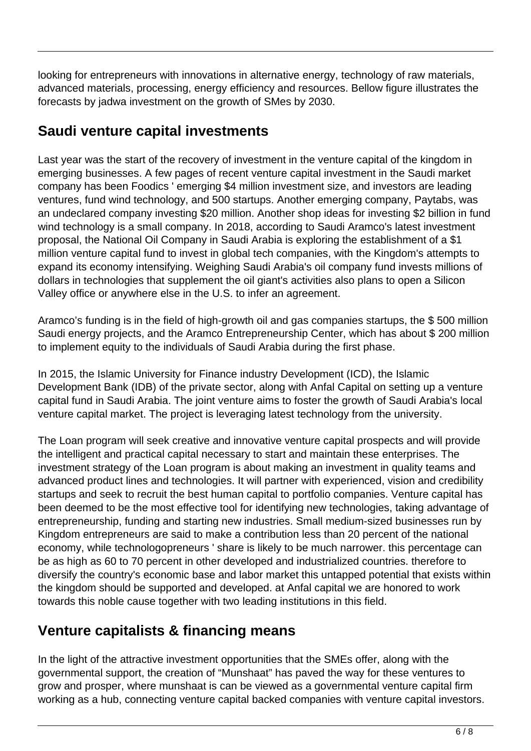looking for entrepreneurs with innovations in alternative energy, technology of raw materials, advanced materials, processing, energy efficiency and resources. Bellow figure illustrates the forecasts by jadwa investment on the growth of SMes by 2030.

## Saudi venture capital investments

Last year was the start of the recovery of investment in the venture capital of the kingdom in emerging businesses. A few pages of recent venture capital investment in the Saudi market company has been Foodics ' emerging $4 million investment size, and investors are leading ventures, fund wind technology, and 500 startups. Another emerging company, Paytabs, was an undeclared company investing $20 million. Another shop ideas for investing $2 billion in fund wind technology is a small company. In 2018, according to Saudi Aramco's latest investment proposal, the National Oil Company in Saudi Arabia is exploring the establishment of a $1 million venture capital fund to invest in global tech companies, with the Kingdom's attempts to expand its economy intensifying. Weighing Saudi Arabia's oil company fund invests millions of dollars in technologies that supplement the oil giant's activities also plans to open a Silicon Valley office or anywhere else in the U.S. to infer an agreement.

Aramco's funding is in the field of high-growth oil and gas companies startups, the $ 500 million Saudi energy projects, and the Aramco Entrepreneurship Center, which has about $ 200 million to implement equity to the individuals of Saudi Arabia during the first phase.

In 2015, the Islamic University for Finance industry Development (ICD), the Islamic Development Bank (IDB) of the private sector, along with Anfal Capital on setting up a venture capital fund in Saudi Arabia. The joint venture aims to foster the growth of Saudi Arabia's local venture capital market. The project is leveraging latest technology from the university.

The Loan program will seek creative and innovative venture capital prospects and will provide the intelligent and practical capital necessary to start and maintain these enterprises. The investment strategy of the Loan program is about making an investment in quality teams and advanced product lines and technologies. It will partner with experienced, vision and credibility startups and seek to recruit the best human capital to portfolio companies. Venture capital has been deemed to be the most effective tool for identifying new technologies, taking advantage of entrepreneurship, funding and starting new industries. Small medium-sized businesses run by Kingdom entrepreneurs are said to make a contribution less than 20 percent of the national economy, while technologopreneurs ' share is likely to be much narrower. this percentage can be as high as 60 to 70 percent in other developed and industrialized countries. therefore to diversify the country's economic base and labor market this untapped potential that exists within the kingdom should be supported and developed. at Anfal capital we are honored to work towards this noble cause together with two leading institutions in this field.

## Venture capitalists & financing means

In the light of the attractive investment opportunities that the SMEs offer, along with the governmental support, the creation of "Munshaat" has paved the way for these ventures to grow and prosper, where munshaat is can be viewed as a governmental venture capital firm working as a hub, connecting venture capital backed companies with venture capital investors.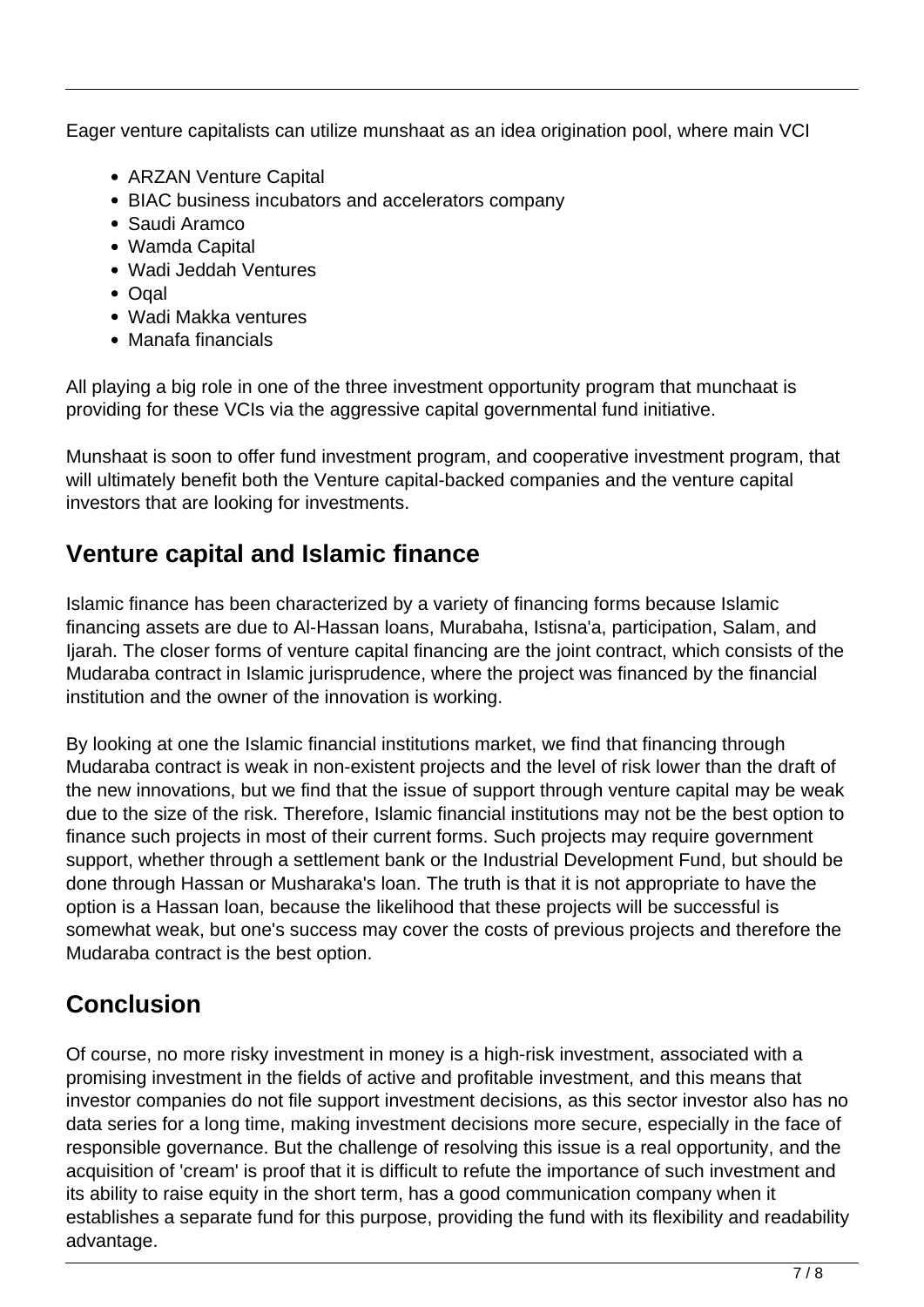Eager venture capitalists can utilize munshaat as an idea origination pool, where main VCI

- ARZAN Venture Capital
- BIAC business incubators and accelerators company
- Saudi Aramco
- Wamda Capital
- Wadi Jeddah Ventures
- Oqal
- Wadi Makka ventures
- Manafa financials

All playing a big role in one of the three investment opportunity program that munchaat is providing for these VCIs via the aggressive capital governmental fund initiative.

Munshaat is soon to offer fund investment program, and cooperative investment program, that will ultimately benefit both the Venture capital-backed companies and the venture capital investors that are looking for investments.

## Venture capital and Islamic finance

Islamic finance has been characterized by a variety of financing forms because Islamic financing assets are due to Al-Hassan loans, Murabaha, Istisna'a, participation, Salam, and Ijarah. The closer forms of venture capital financing are the joint contract, which consists of the Mudaraba contract in Islamic jurisprudence, where the project was financed by the financial institution and the owner of the innovation is working.

By looking at one the Islamic financial institutions market, we find that financing through Mudaraba contract is weak in non-existent projects and the level of risk lower than the draft of the new innovations, but we find that the issue of support through venture capital may be weak due to the size of the risk. Therefore, Islamic financial institutions may not be the best option to finance such projects in most of their current forms. Such projects may require government support, whether through a settlement bank or the Industrial Development Fund, but should be done through Hassan or Musharaka's loan. The truth is that it is not appropriate to have the option is a Hassan loan, because the likelihood that these projects will be successful is somewhat weak, but one's success may cover the costs of previous projects and therefore the Mudaraba contract is the best option.

## Conclusion

Of course, no more risky investment in money is a high-risk investment, associated with a promising investment in the fields of active and profitable investment, and this means that investor companies do not file support investment decisions, as this sector investor also has no data series for a long time, making investment decisions more secure, especially in the face of responsible governance. But the challenge of resolving this issue is a real opportunity, and the acquisition of 'cream' is proof that it is difficult to refute the importance of such investment and its ability to raise equity in the short term, has a good communication company when it establishes a separate fund for this purpose, providing the fund with its flexibility and readability advantage.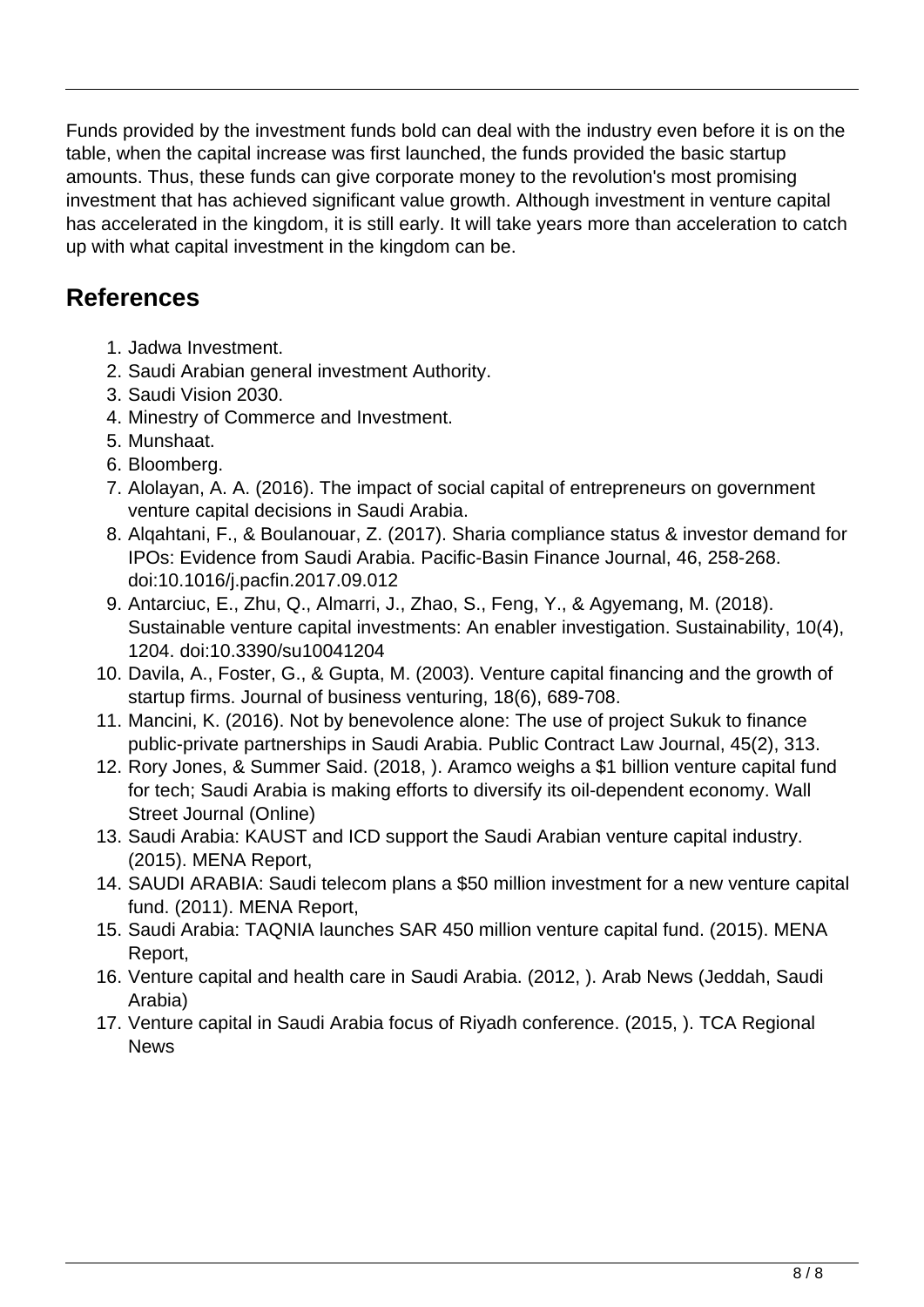Funds provided by the investment funds bold can deal with the industry even before it is on the table, when the capital increase was first launched, the funds provided the basic startup amounts. Thus, these funds can give corporate money to the revolution's most promising investment that has achieved significant value growth. Although investment in venture capital has accelerated in the kingdom, it is still early. It will take years more than acceleration to catch up with what capital investment in the kingdom can be.

## References

1. Jadwa Investment.
2. Saudi Arabian general investment Authority.
3. Saudi Vision 2030.
4. Minestry of Commerce and Investment.
5. Munshaat.
6. Bloomberg.
7. Alolayan, A. A. (2016). The impact of social capital of entrepreneurs on government venture capital decisions in Saudi Arabia.
8. Alqahtani, F., & Boulanouar, Z. (2017). Sharia compliance status & investor demand for IPOs: Evidence from Saudi Arabia. Pacific-Basin Finance Journal, 46, 258-268. doi:10.1016/j.pacfin.2017.09.012
9. Antarciuc, E., Zhu, Q., Almarri, J., Zhao, S., Feng, Y., & Agyemang, M. (2018). Sustainable venture capital investments: An enabler investigation. Sustainability, 10(4), 1204. doi:10.3390/su10041204
10. Davila, A., Foster, G., & Gupta, M. (2003). Venture capital financing and the growth of startup firms. Journal of business venturing, 18(6), 689-708.
11. Mancini, K. (2016). Not by benevolence alone: The use of project Sukuk to finance public-private partnerships in Saudi Arabia. Public Contract Law Journal, 45(2), 313.
12. Rory Jones, & Summer Said. (2018, ). Aramco weighs a $1 billion venture capital fund for tech; Saudi Arabia is making efforts to diversify its oil-dependent economy. Wall Street Journal (Online)
13. Saudi Arabia: KAUST and ICD support the Saudi Arabian venture capital industry. (2015). MENA Report,
14. SAUDI ARABIA: Saudi telecom plans a $50 million investment for a new venture capital fund. (2011). MENA Report,
15. Saudi Arabia: TAQNIA launches SAR 450 million venture capital fund. (2015). MENA Report,
16. Venture capital and health care in Saudi Arabia. (2012, ). Arab News (Jeddah, Saudi Arabia)
17. Venture capital in Saudi Arabia focus of Riyadh conference. (2015, ). TCA Regional News